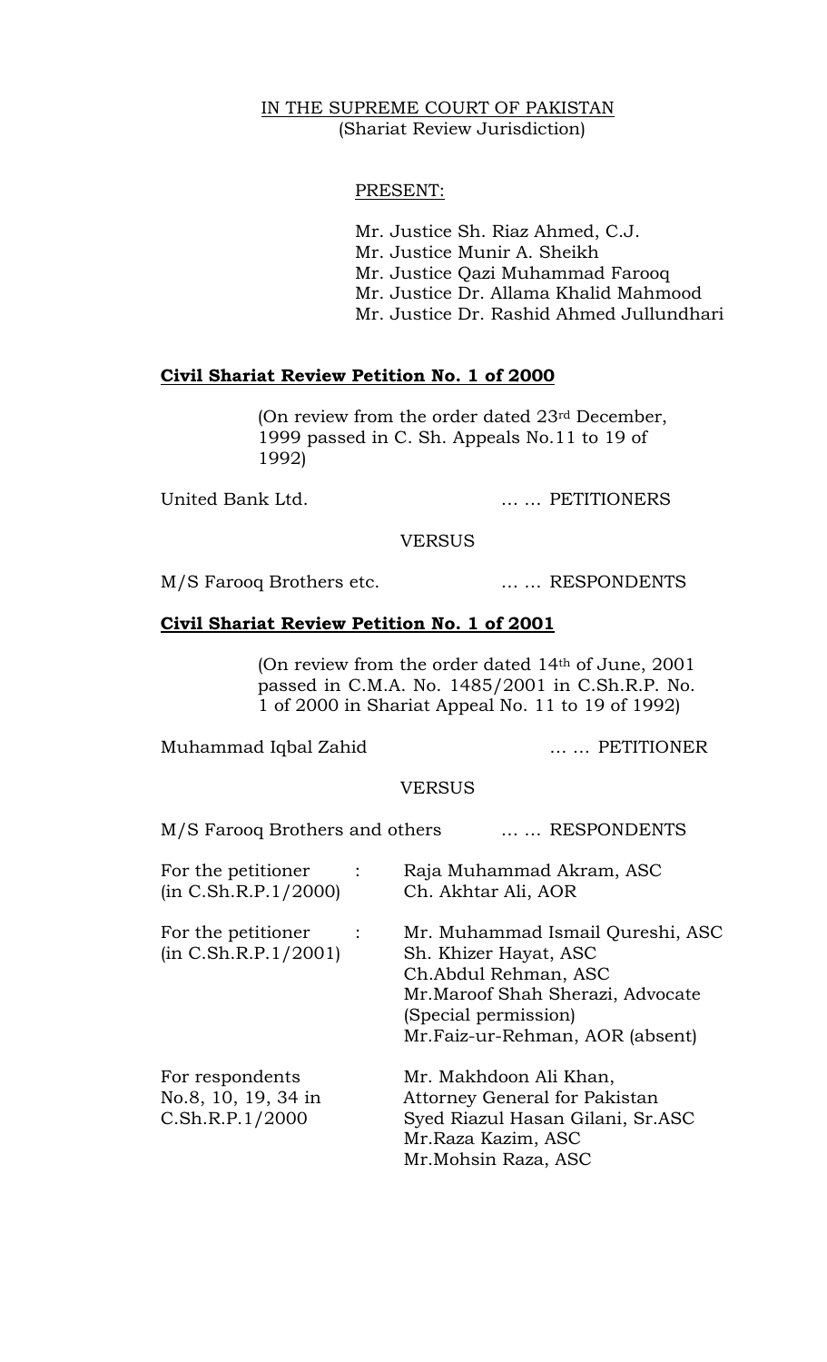IN THE SUPREME COURT OF PAKISTAN
(Shariat Review Jurisdiction)

PRESENT:

Mr. Justice Sh. Riaz Ahmed, C.J.
Mr. Justice Munir A. Sheikh
Mr. Justice Qazi Muhammad Farooq
Mr. Justice Dr. Allama Khalid Mahmood
Mr. Justice Dr. Rashid Ahmed Jullundhari

**Civil Shariat Review Petition No. 1 of 2000**

(On review from the order dated 23rd December, 1999 passed in C. Sh. Appeals No.11 to 19 of 1992)

United Bank Ltd. … … PETITIONERS

VERSUS

M/S Farooq Brothers etc. … … RESPONDENTS

**Civil Shariat Review Petition No. 1 of 2001**

(On review from the order dated 14th of June, 2001 passed in C.M.A. No. 1485/2001 in C.Sh.R.P. No. 1 of 2000 in Shariat Appeal No. 11 to 19 of 1992)

Muhammad Iqbal Zahid … … PETITIONER

VERSUS

M/S Farooq Brothers and others … … RESPONDENTS

For the petitioner (in C.Sh.R.P.1/2000) : Raja Muhammad Akram, ASC
Ch. Akhtar Ali, AOR

For the petitioner (in C.Sh.R.P.1/2001) : Mr. Muhammad Ismail Qureshi, ASC
Sh. Khizer Hayat, ASC
Ch.Abdul Rehman, ASC
Mr.Maroof Shah Sherazi, Advocate (Special permission)
Mr.Faiz-ur-Rehman, AOR (absent)

For respondents No.8, 10, 19, 34 in C.Sh.R.P.1/2000 : Mr. Makhdoon Ali Khan,
Attorney General for Pakistan
Syed Riazul Hasan Gilani, Sr.ASC
Mr.Raza Kazim, ASC
Mr.Mohsin Raza, ASC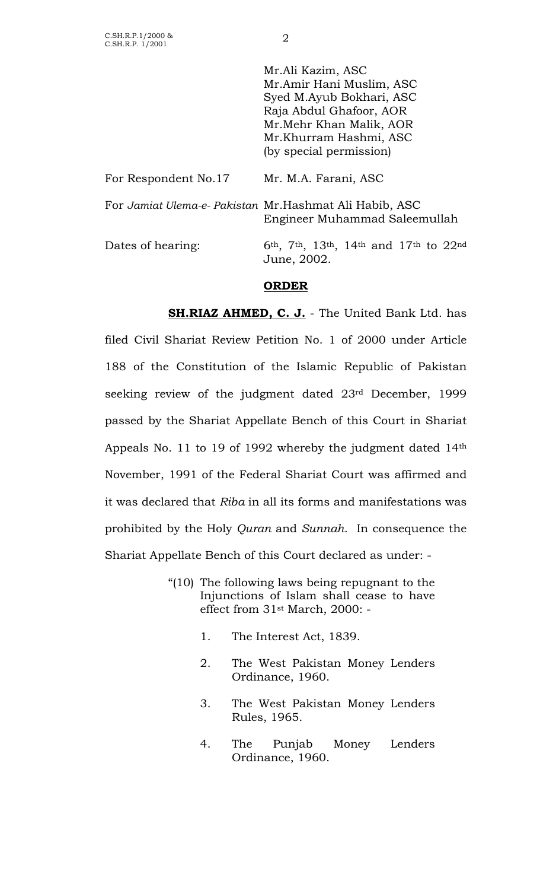Mr.Ali Kazim, ASC
Mr.Amir Hani Muslim, ASC
Syed M.Ayub Bokhari, ASC
Raja Abdul Ghafoor, AOR
Mr.Mehr Khan Malik, AOR
Mr.Khurram Hashmi, ASC
(by special permission)

For Respondent No.17 Mr. M.A. Farani, ASC

For *Jamiat Ulema-e- Pakistan* Mr.Hashmat Ali Habib, ASC
Engineer Muhammad Saleemullah

Dates of hearing: 6th, 7th, 13th, 14th and 17th to 22nd June, 2002.

**ORDER**

**SH.RIAZ AHMED, C. J.** - The United Bank Ltd. has filed Civil Shariat Review Petition No. 1 of 2000 under Article 188 of the Constitution of the Islamic Republic of Pakistan seeking review of the judgment dated 23rd December, 1999 passed by the Shariat Appellate Bench of this Court in Shariat Appeals No. 11 to 19 of 1992 whereby the judgment dated 14th November, 1991 of the Federal Shariat Court was affirmed and it was declared that *Riba* in all its forms and manifestations was prohibited by the Holy *Quran* and *Sunnah.* In consequence the Shariat Appellate Bench of this Court declared as under: -

> "(10) The following laws being repugnant to the Injunctions of Islam shall cease to have effect from 31st March, 2000: -
>
> 1. The Interest Act, 1839.
> 2. The West Pakistan Money Lenders Ordinance, 1960.
> 3. The West Pakistan Money Lenders Rules, 1965.
> 4. The Punjab Money Lenders Ordinance, 1960.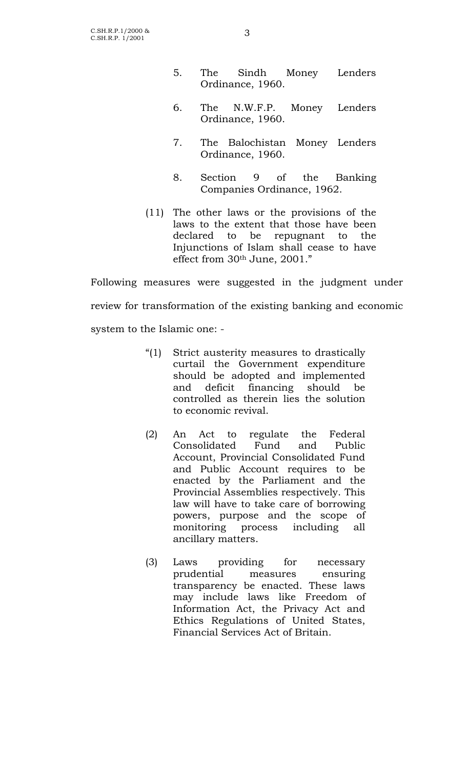5. The Sindh Money Lenders Ordinance, 1960.

6. The N.W.F.P. Money Lenders Ordinance, 1960.

7. The Balochistan Money Lenders Ordinance, 1960.

8. Section 9 of the Banking Companies Ordinance, 1962.

(11) The other laws or the provisions of the laws to the extent that those have been declared to be repugnant to the Injunctions of Islam shall cease to have effect from 30th June, 2001."

Following measures were suggested in the judgment under review for transformation of the existing banking and economic system to the Islamic one: -

"(1) Strict austerity measures to drastically curtail the Government expenditure should be adopted and implemented and deficit financing should be controlled as therein lies the solution to economic revival.

(2) An Act to regulate the Federal Consolidated Fund and Public Account, Provincial Consolidated Fund and Public Account requires to be enacted by the Parliament and the Provincial Assemblies respectively. This law will have to take care of borrowing powers, purpose and the scope of monitoring process including all ancillary matters.

(3) Laws providing for necessary prudential measures ensuring transparency be enacted. These laws may include laws like Freedom of Information Act, the Privacy Act and Ethics Regulations of United States, Financial Services Act of Britain.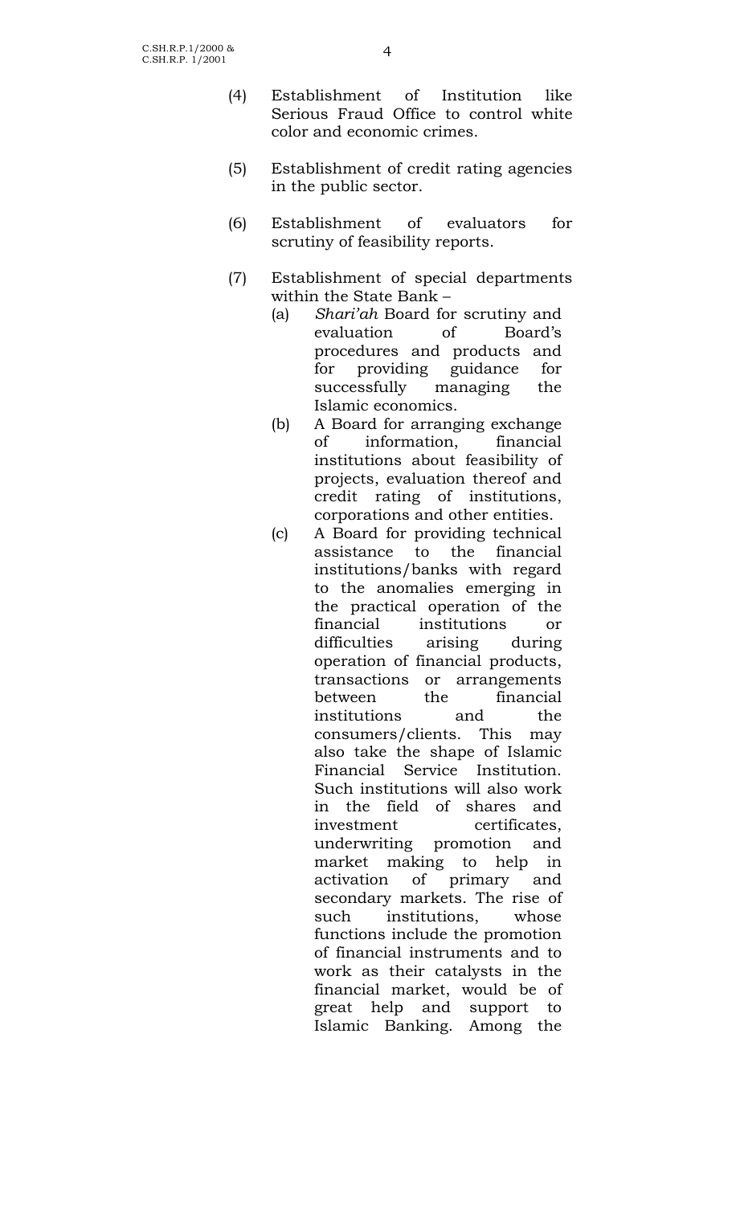(4) Establishment of Institution like Serious Fraud Office to control white color and economic crimes.

(5) Establishment of credit rating agencies in the public sector.

(6) Establishment of evaluators for scrutiny of feasibility reports.

(7) Establishment of special departments within the State Bank –

   (a) *Shari'ah* Board for scrutiny and evaluation of Board's procedures and products and for providing guidance for successfully managing the Islamic economics.

   (b) A Board for arranging exchange of information, financial institutions about feasibility of projects, evaluation thereof and credit rating of institutions, corporations and other entities.

   (c) A Board for providing technical assistance to the financial institutions/banks with regard to the anomalies emerging in the practical operation of the financial institutions or difficulties arising during operation of financial products, transactions or arrangements between the financial institutions and the consumers/clients. This may also take the shape of Islamic Financial Service Institution. Such institutions will also work in the field of shares and investment certificates, underwriting promotion and market making to help in activation of primary and secondary markets. The rise of such institutions, whose functions include the promotion of financial instruments and to work as their catalysts in the financial market, would be of great help and support to Islamic Banking. Among the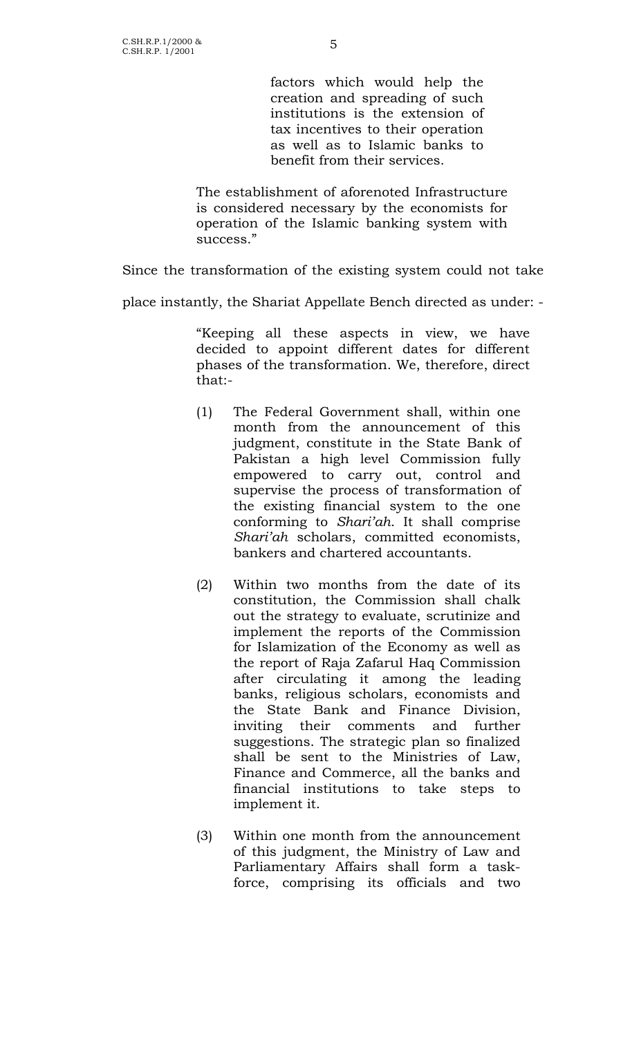> factors which would help the creation and spreading of such institutions is the extension of tax incentives to their operation as well as to Islamic banks to benefit from their services.
>
> The establishment of aforenoted Infrastructure is considered necessary by the economists for operation of the Islamic banking system with success."

Since the transformation of the existing system could not take place instantly, the Shariat Appellate Bench directed as under: -

> "Keeping all these aspects in view, we have decided to appoint different dates for different phases of the transformation. We, therefore, direct that:-
>
> (1) The Federal Government shall, within one month from the announcement of this judgment, constitute in the State Bank of Pakistan a high level Commission fully empowered to carry out, control and supervise the process of transformation of the existing financial system to the one conforming to *Shari'ah*. It shall comprise *Shari'ah* scholars, committed economists, bankers and chartered accountants.
>
> (2) Within two months from the date of its constitution, the Commission shall chalk out the strategy to evaluate, scrutinize and implement the reports of the Commission for Islamization of the Economy as well as the report of Raja Zafarul Haq Commission after circulating it among the leading banks, religious scholars, economists and the State Bank and Finance Division, inviting their comments and further suggestions. The strategic plan so finalized shall be sent to the Ministries of Law, Finance and Commerce, all the banks and financial institutions to take steps to implement it.
>
> (3) Within one month from the announcement of this judgment, the Ministry of Law and Parliamentary Affairs shall form a task-force, comprising its officials and two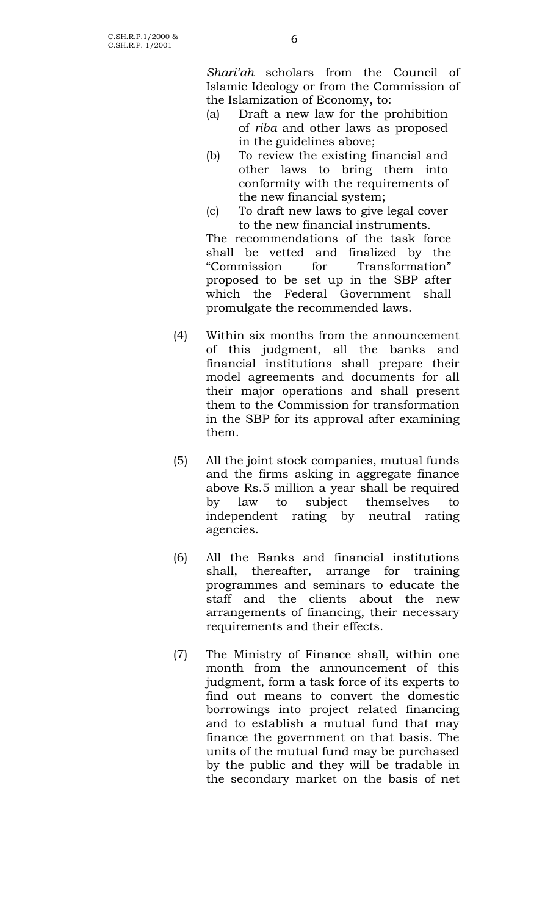*Shari'ah* scholars from the Council of Islamic Ideology or from the Commission of the Islamization of Economy, to:

(a) Draft a new law for the prohibition of *riba* and other laws as proposed in the guidelines above;

(b) To review the existing financial and other laws to bring them into conformity with the requirements of the new financial system;

(c) To draft new laws to give legal cover to the new financial instruments.

The recommendations of the task force shall be vetted and finalized by the "Commission for Transformation" proposed to be set up in the SBP after which the Federal Government shall promulgate the recommended laws.

(4) Within six months from the announcement of this judgment, all the banks and financial institutions shall prepare their model agreements and documents for all their major operations and shall present them to the Commission for transformation in the SBP for its approval after examining them.

(5) All the joint stock companies, mutual funds and the firms asking in aggregate finance above Rs.5 million a year shall be required by law to subject themselves to independent rating by neutral rating agencies.

(6) All the Banks and financial institutions shall, thereafter, arrange for training programmes and seminars to educate the staff and the clients about the new arrangements of financing, their necessary requirements and their effects.

(7) The Ministry of Finance shall, within one month from the announcement of this judgment, form a task force of its experts to find out means to convert the domestic borrowings into project related financing and to establish a mutual fund that may finance the government on that basis. The units of the mutual fund may be purchased by the public and they will be tradable in the secondary market on the basis of net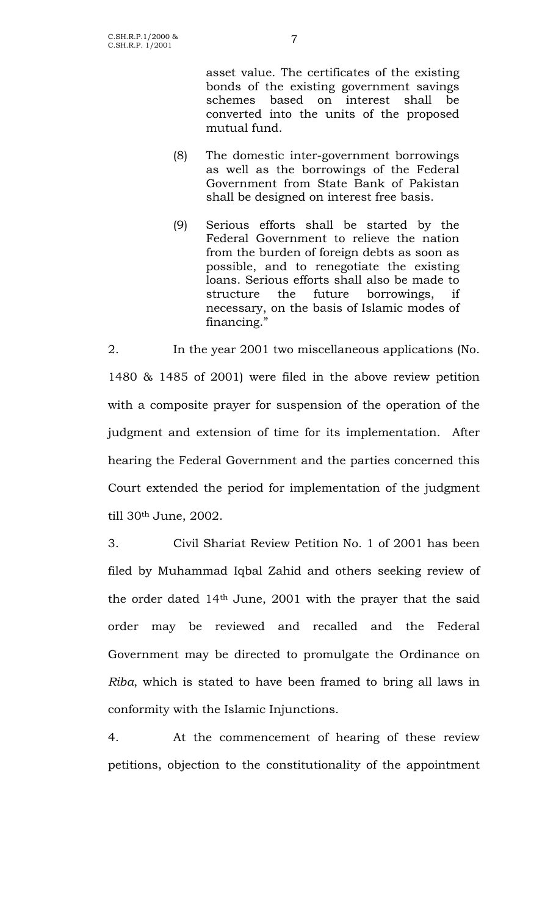asset value. The certificates of the existing bonds of the existing government savings schemes based on interest shall be converted into the units of the proposed mutual fund.

(8) The domestic inter-government borrowings as well as the borrowings of the Federal Government from State Bank of Pakistan shall be designed on interest free basis.

(9) Serious efforts shall be started by the Federal Government to relieve the nation from the burden of foreign debts as soon as possible, and to renegotiate the existing loans. Serious efforts shall also be made to structure the future borrowings, if necessary, on the basis of Islamic modes of financing."

2. In the year 2001 two miscellaneous applications (No. 1480 & 1485 of 2001) were filed in the above review petition with a composite prayer for suspension of the operation of the judgment and extension of time for its implementation. After hearing the Federal Government and the parties concerned this Court extended the period for implementation of the judgment till 30th June, 2002.

3. Civil Shariat Review Petition No. 1 of 2001 has been filed by Muhammad Iqbal Zahid and others seeking review of the order dated 14th June, 2001 with the prayer that the said order may be reviewed and recalled and the Federal Government may be directed to promulgate the Ordinance on *Riba*, which is stated to have been framed to bring all laws in conformity with the Islamic Injunctions.

4. At the commencement of hearing of these review petitions, objection to the constitutionality of the appointment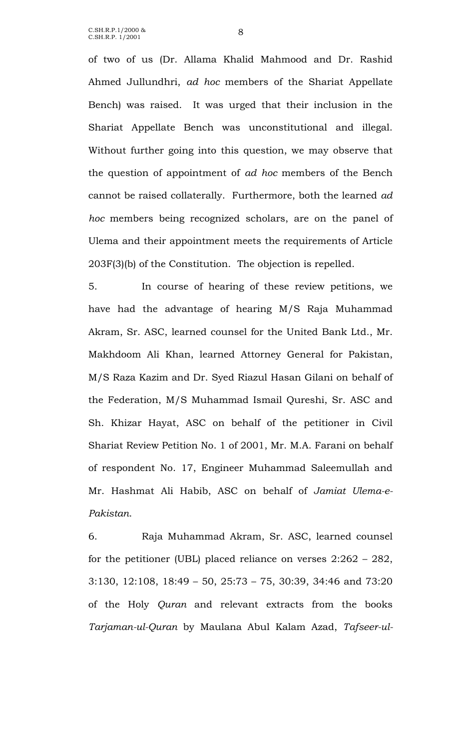of two of us (Dr. Allama Khalid Mahmood and Dr. Rashid Ahmed Jullundhri, *ad hoc* members of the Shariat Appellate Bench) was raised. It was urged that their inclusion in the Shariat Appellate Bench was unconstitutional and illegal. Without further going into this question, we may observe that the question of appointment of *ad hoc* members of the Bench cannot be raised collaterally. Furthermore, both the learned *ad hoc* members being recognized scholars, are on the panel of Ulema and their appointment meets the requirements of Article 203F(3)(b) of the Constitution. The objection is repelled.

5. In course of hearing of these review petitions, we have had the advantage of hearing M/S Raja Muhammad Akram, Sr. ASC, learned counsel for the United Bank Ltd., Mr. Makhdoom Ali Khan, learned Attorney General for Pakistan, M/S Raza Kazim and Dr. Syed Riazul Hasan Gilani on behalf of the Federation, M/S Muhammad Ismail Qureshi, Sr. ASC and Sh. Khizar Hayat, ASC on behalf of the petitioner in Civil Shariat Review Petition No. 1 of 2001, Mr. M.A. Farani on behalf of respondent No. 17, Engineer Muhammad Saleemullah and Mr. Hashmat Ali Habib, ASC on behalf of *Jamiat Ulema-e-Pakistan*.

6. Raja Muhammad Akram, Sr. ASC, learned counsel for the petitioner (UBL) placed reliance on verses 2:262 – 282, 3:130, 12:108, 18:49 – 50, 25:73 – 75, 30:39, 34:46 and 73:20 of the Holy *Quran* and relevant extracts from the books *Tarjaman-ul-Quran* by Maulana Abul Kalam Azad, *Tafseer-ul-*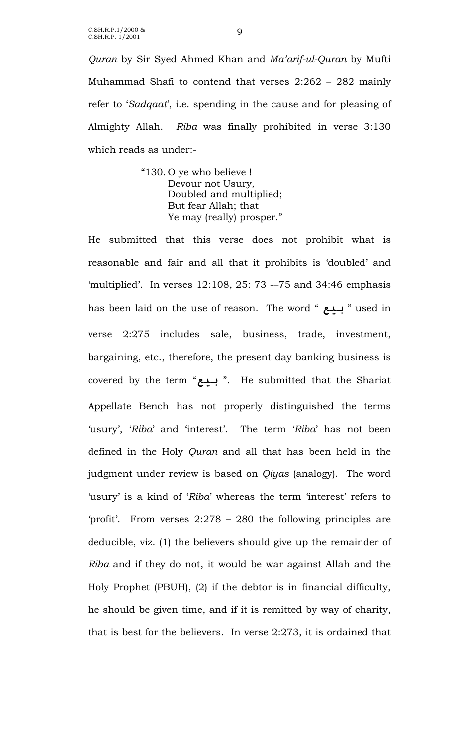*Quran* by Sir Syed Ahmed Khan and *Ma'arif-ul-Quran* by Mufti Muhammad Shafi to contend that verses 2:262 – 282 mainly refer to '*Sadqaat*', i.e. spending in the cause and for pleasing of Almighty Allah. *Riba* was finally prohibited in verse 3:130 which reads as under:-

> "130. O ye who believe !
> Devour not Usury,
> Doubled and multiplied;
> But fear Allah; that
> Ye may (really) prosper."

He submitted that this verse does not prohibit what is reasonable and fair and all that it prohibits is 'doubled' and 'multiplied'. In verses 12:108, 25: 73 -–75 and 34:46 emphasis has been laid on the use of reason. The word " بيع " used in verse 2:275 includes sale, business, trade, investment, bargaining, etc., therefore, the present day banking business is covered by the term "بيع ". He submitted that the Shariat Appellate Bench has not properly distinguished the terms 'usury', '*Riba*' and 'interest'. The term '*Riba*' has not been defined in the Holy *Quran* and all that has been held in the judgment under review is based on *Qiyas* (analogy). The word 'usury' is a kind of '*Riba*' whereas the term 'interest' refers to 'profit'. From verses 2:278 – 280 the following principles are deducible, viz. (1) the believers should give up the remainder of *Riba* and if they do not, it would be war against Allah and the Holy Prophet (PBUH), (2) if the debtor is in financial difficulty, he should be given time, and if it is remitted by way of charity, that is best for the believers. In verse 2:273, it is ordained that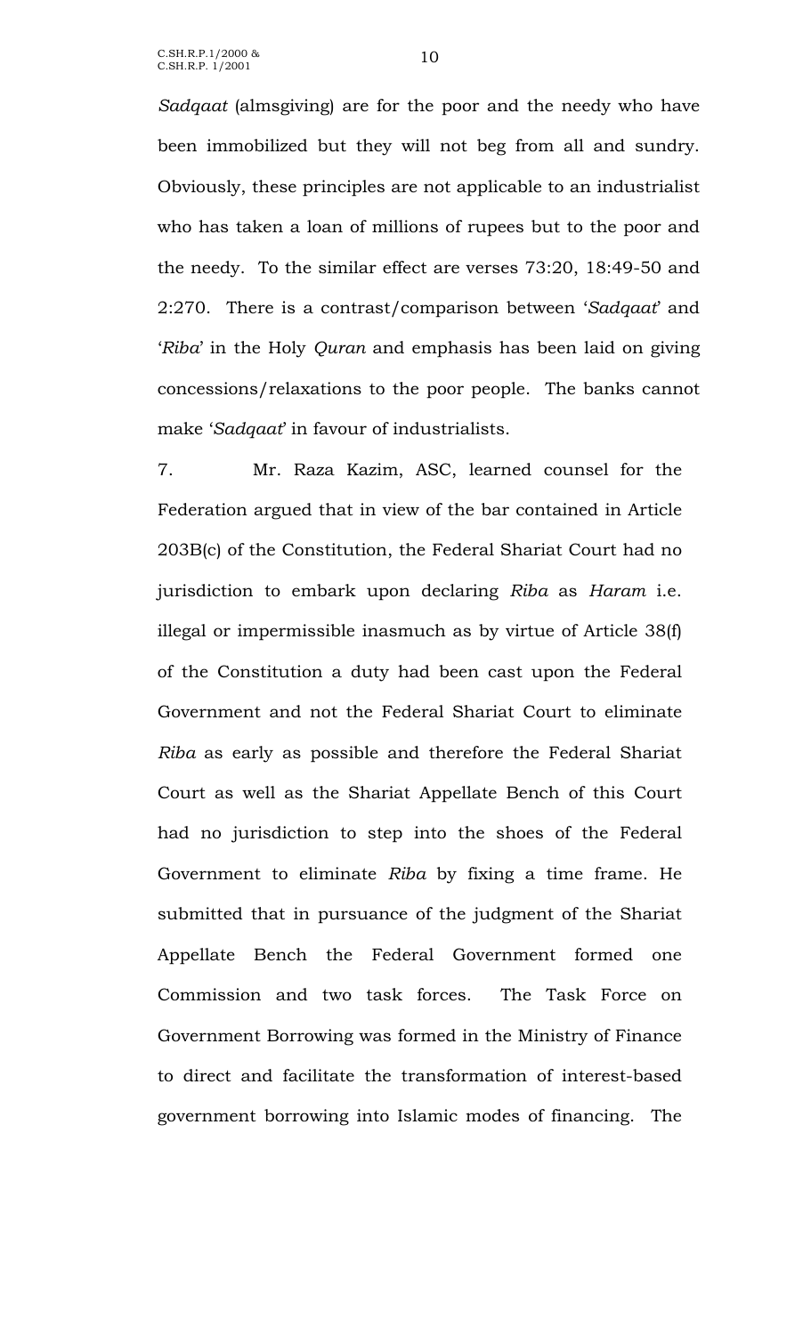*Sadqaat* (almsgiving) are for the poor and the needy who have been immobilized but they will not beg from all and sundry. Obviously, these principles are not applicable to an industrialist who has taken a loan of millions of rupees but to the poor and the needy. To the similar effect are verses 73:20, 18:49-50 and 2:270. There is a contrast/comparison between '*Sadqaat*' and '*Riba*' in the Holy *Quran* and emphasis has been laid on giving concessions/relaxations to the poor people. The banks cannot make '*Sadqaat*' in favour of industrialists.

7. Mr. Raza Kazim, ASC, learned counsel for the Federation argued that in view of the bar contained in Article 203B(c) of the Constitution, the Federal Shariat Court had no jurisdiction to embark upon declaring *Riba* as *Haram* i.e. illegal or impermissible inasmuch as by virtue of Article 38(f) of the Constitution a duty had been cast upon the Federal Government and not the Federal Shariat Court to eliminate *Riba* as early as possible and therefore the Federal Shariat Court as well as the Shariat Appellate Bench of this Court had no jurisdiction to step into the shoes of the Federal Government to eliminate *Riba* by fixing a time frame. He submitted that in pursuance of the judgment of the Shariat Appellate Bench the Federal Government formed one Commission and two task forces. The Task Force on Government Borrowing was formed in the Ministry of Finance to direct and facilitate the transformation of interest-based government borrowing into Islamic modes of financing. The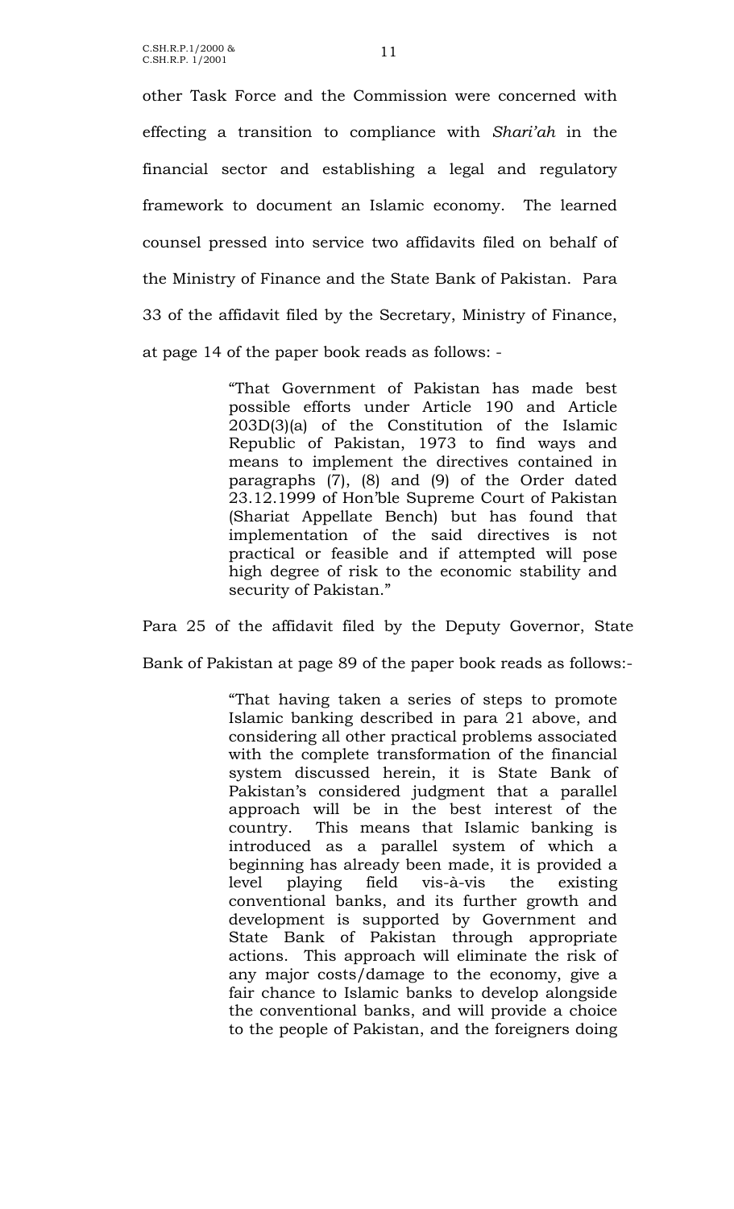other Task Force and the Commission were concerned with effecting a transition to compliance with *Shari'ah* in the financial sector and establishing a legal and regulatory framework to document an Islamic economy. The learned counsel pressed into service two affidavits filed on behalf of the Ministry of Finance and the State Bank of Pakistan. Para 33 of the affidavit filed by the Secretary, Ministry of Finance, at page 14 of the paper book reads as follows: -

> "That Government of Pakistan has made best possible efforts under Article 190 and Article 203D(3)(a) of the Constitution of the Islamic Republic of Pakistan, 1973 to find ways and means to implement the directives contained in paragraphs (7), (8) and (9) of the Order dated 23.12.1999 of Hon'ble Supreme Court of Pakistan (Shariat Appellate Bench) but has found that implementation of the said directives is not practical or feasible and if attempted will pose high degree of risk to the economic stability and security of Pakistan."

Para 25 of the affidavit filed by the Deputy Governor, State Bank of Pakistan at page 89 of the paper book reads as follows:-

> "That having taken a series of steps to promote Islamic banking described in para 21 above, and considering all other practical problems associated with the complete transformation of the financial system discussed herein, it is State Bank of Pakistan's considered judgment that a parallel approach will be in the best interest of the country. This means that Islamic banking is introduced as a parallel system of which a beginning has already been made, it is provided a level playing field vis-à-vis the existing conventional banks, and its further growth and development is supported by Government and State Bank of Pakistan through appropriate actions. This approach will eliminate the risk of any major costs/damage to the economy, give a fair chance to Islamic banks to develop alongside the conventional banks, and will provide a choice to the people of Pakistan, and the foreigners doing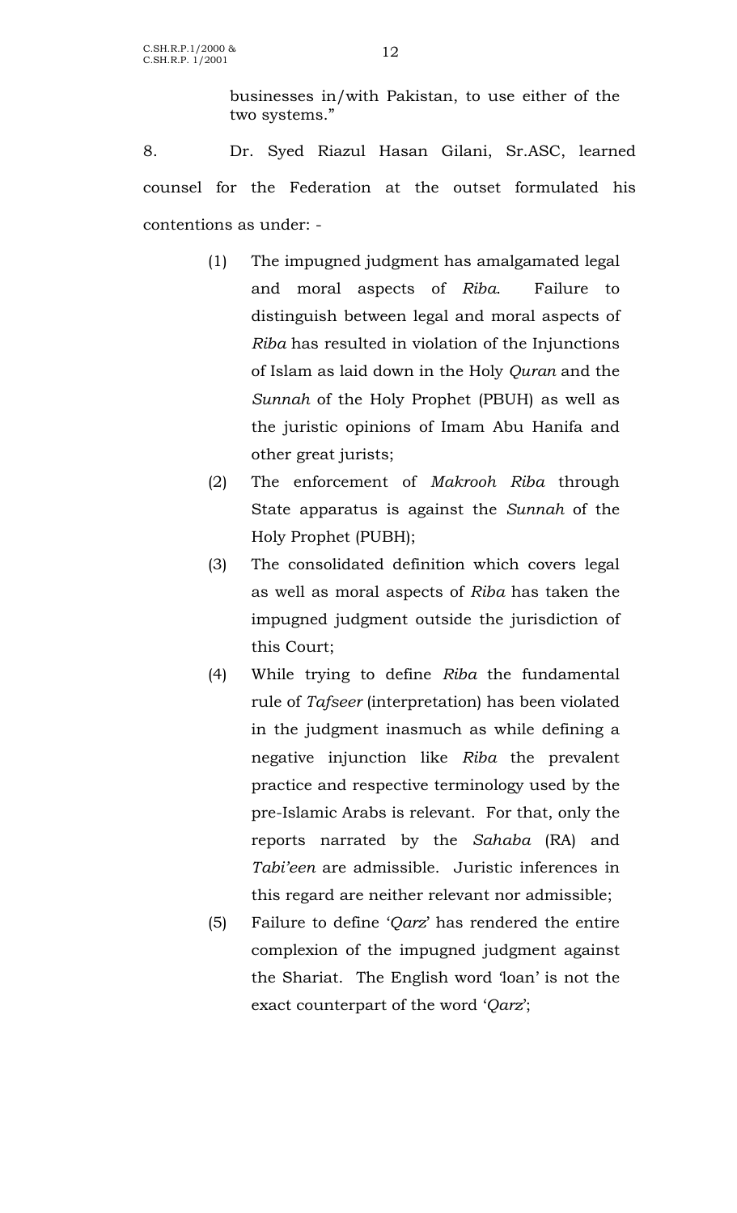businesses in/with Pakistan, to use either of the two systems."

8. Dr. Syed Riazul Hasan Gilani, Sr.ASC, learned counsel for the Federation at the outset formulated his contentions as under: -

(1) The impugned judgment has amalgamated legal and moral aspects of *Riba*. Failure to distinguish between legal and moral aspects of *Riba* has resulted in violation of the Injunctions of Islam as laid down in the Holy *Quran* and the *Sunnah* of the Holy Prophet (PBUH) as well as the juristic opinions of Imam Abu Hanifa and other great jurists;

(2) The enforcement of *Makrooh Riba* through State apparatus is against the *Sunnah* of the Holy Prophet (PUBH);

(3) The consolidated definition which covers legal as well as moral aspects of *Riba* has taken the impugned judgment outside the jurisdiction of this Court;

(4) While trying to define *Riba* the fundamental rule of *Tafseer* (interpretation) has been violated in the judgment inasmuch as while defining a negative injunction like *Riba* the prevalent practice and respective terminology used by the pre-Islamic Arabs is relevant. For that, only the reports narrated by the *Sahaba* (RA) and *Tabi'een* are admissible. Juristic inferences in this regard are neither relevant nor admissible;

(5) Failure to define '*Qarz*' has rendered the entire complexion of the impugned judgment against the Shariat. The English word 'loan' is not the exact counterpart of the word '*Qarz*';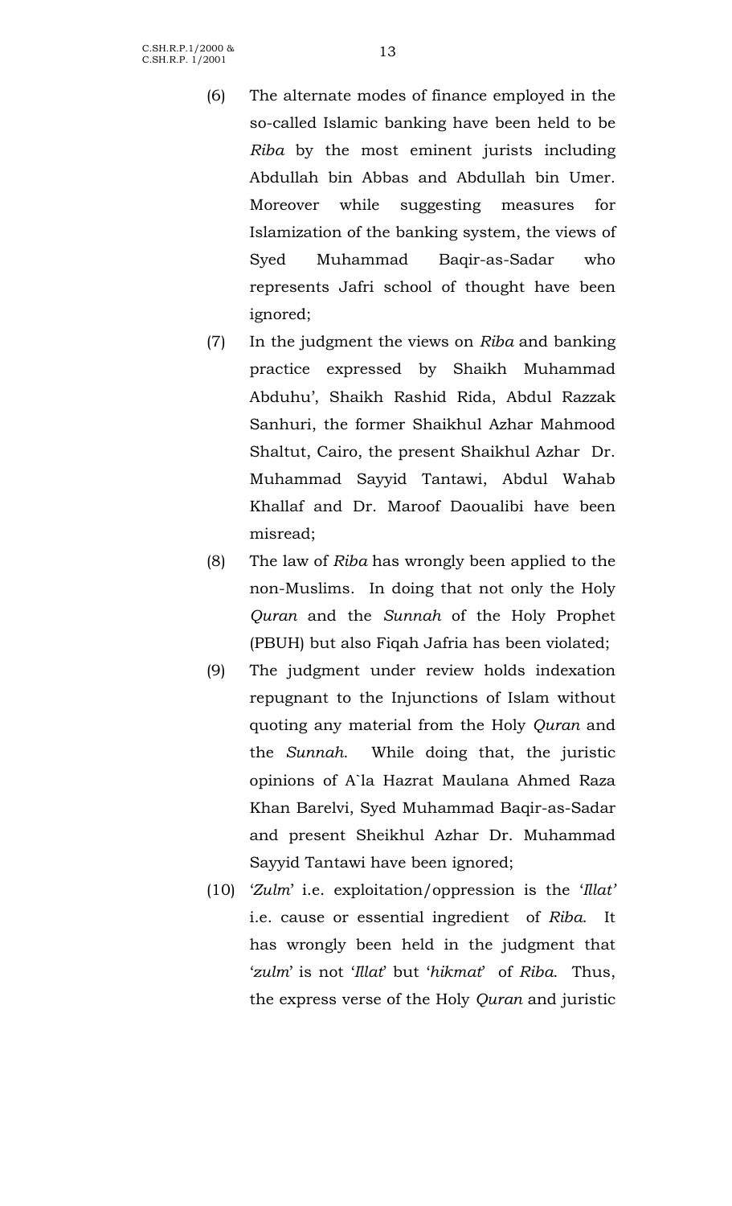(6) The alternate modes of finance employed in the so-called Islamic banking have been held to be *Riba* by the most eminent jurists including Abdullah bin Abbas and Abdullah bin Umer. Moreover while suggesting measures for Islamization of the banking system, the views of Syed Muhammad Baqir-as-Sadar who represents Jafri school of thought have been ignored;

(7) In the judgment the views on *Riba* and banking practice expressed by Shaikh Muhammad Abduhu', Shaikh Rashid Rida, Abdul Razzak Sanhuri, the former Shaikhul Azhar Mahmood Shaltut, Cairo, the present Shaikhul Azhar Dr. Muhammad Sayyid Tantawi, Abdul Wahab Khallaf and Dr. Maroof Daoualibi have been misread;

(8) The law of *Riba* has wrongly been applied to the non-Muslims. In doing that not only the Holy *Quran* and the *Sunnah* of the Holy Prophet (PBUH) but also Fiqah Jafria has been violated;

(9) The judgment under review holds indexation repugnant to the Injunctions of Islam without quoting any material from the Holy *Quran* and the *Sunnah*. While doing that, the juristic opinions of A`la Hazrat Maulana Ahmed Raza Khan Barelvi, Syed Muhammad Baqir-as-Sadar and present Sheikhul Azhar Dr. Muhammad Sayyid Tantawi have been ignored;

(10) '*Zulm*' i.e. exploitation/oppression is the '*Illat'* i.e. cause or essential ingredient of *Riba*. It has wrongly been held in the judgment that '*zulm*' is not '*Illat*' but '*hikmat*' of *Riba*. Thus, the express verse of the Holy *Quran* and juristic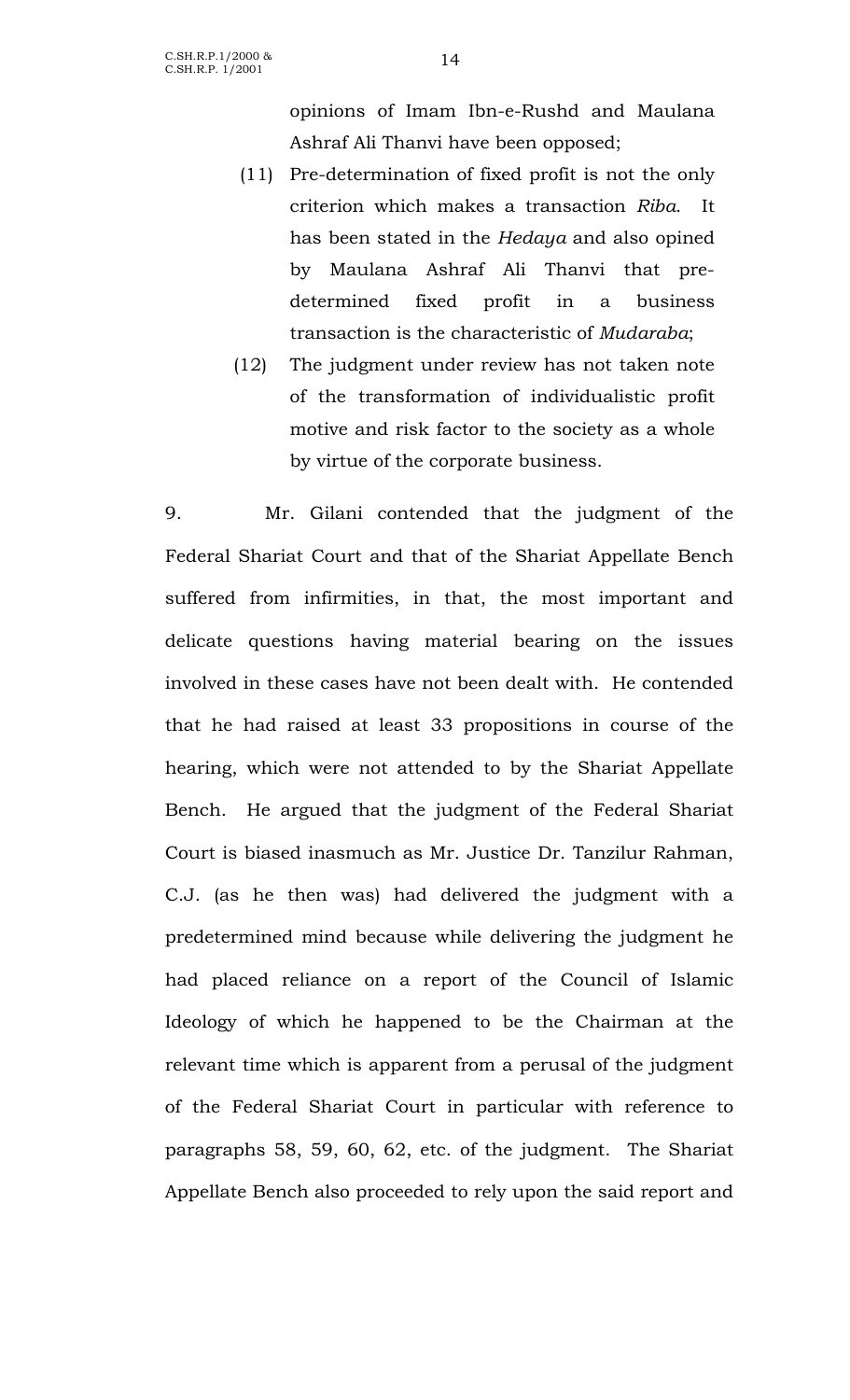opinions of Imam Ibn-e-Rushd and Maulana Ashraf Ali Thanvi have been opposed;

(11) Pre-determination of fixed profit is not the only criterion which makes a transaction *Riba*. It has been stated in the *Hedaya* and also opined by Maulana Ashraf Ali Thanvi that pre-determined fixed profit in a business transaction is the characteristic of *Mudaraba*;

(12) The judgment under review has not taken note of the transformation of individualistic profit motive and risk factor to the society as a whole by virtue of the corporate business.

9. Mr. Gilani contended that the judgment of the Federal Shariat Court and that of the Shariat Appellate Bench suffered from infirmities, in that, the most important and delicate questions having material bearing on the issues involved in these cases have not been dealt with. He contended that he had raised at least 33 propositions in course of the hearing, which were not attended to by the Shariat Appellate Bench. He argued that the judgment of the Federal Shariat Court is biased inasmuch as Mr. Justice Dr. Tanzilur Rahman, C.J. (as he then was) had delivered the judgment with a predetermined mind because while delivering the judgment he had placed reliance on a report of the Council of Islamic Ideology of which he happened to be the Chairman at the relevant time which is apparent from a perusal of the judgment of the Federal Shariat Court in particular with reference to paragraphs 58, 59, 60, 62, etc. of the judgment. The Shariat Appellate Bench also proceeded to rely upon the said report and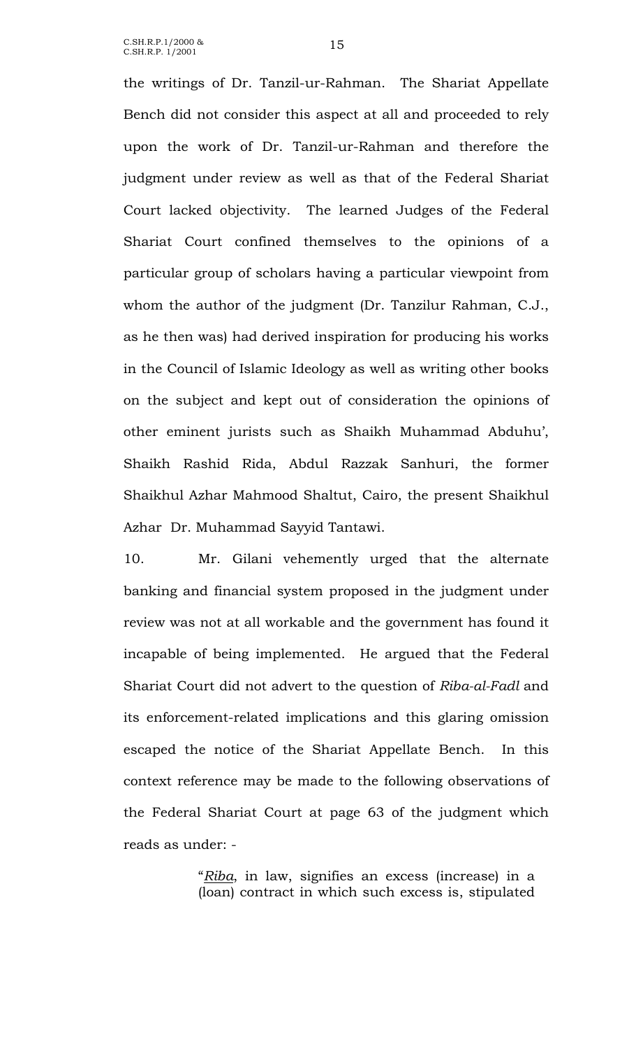the writings of Dr. Tanzil-ur-Rahman. The Shariat Appellate Bench did not consider this aspect at all and proceeded to rely upon the work of Dr. Tanzil-ur-Rahman and therefore the judgment under review as well as that of the Federal Shariat Court lacked objectivity. The learned Judges of the Federal Shariat Court confined themselves to the opinions of a particular group of scholars having a particular viewpoint from whom the author of the judgment (Dr. Tanzilur Rahman, C.J., as he then was) had derived inspiration for producing his works in the Council of Islamic Ideology as well as writing other books on the subject and kept out of consideration the opinions of other eminent jurists such as Shaikh Muhammad Abduhu', Shaikh Rashid Rida, Abdul Razzak Sanhuri, the former Shaikhul Azhar Mahmood Shaltut, Cairo, the present Shaikhul Azhar Dr. Muhammad Sayyid Tantawi.

10. Mr. Gilani vehemently urged that the alternate banking and financial system proposed in the judgment under review was not at all workable and the government has found it incapable of being implemented. He argued that the Federal Shariat Court did not advert to the question of *Riba-al-Fadl* and its enforcement-related implications and this glaring omission escaped the notice of the Shariat Appellate Bench. In this context reference may be made to the following observations of the Federal Shariat Court at page 63 of the judgment which reads as under: -

> "*Riba*, in law, signifies an excess (increase) in a (loan) contract in which such excess is, stipulated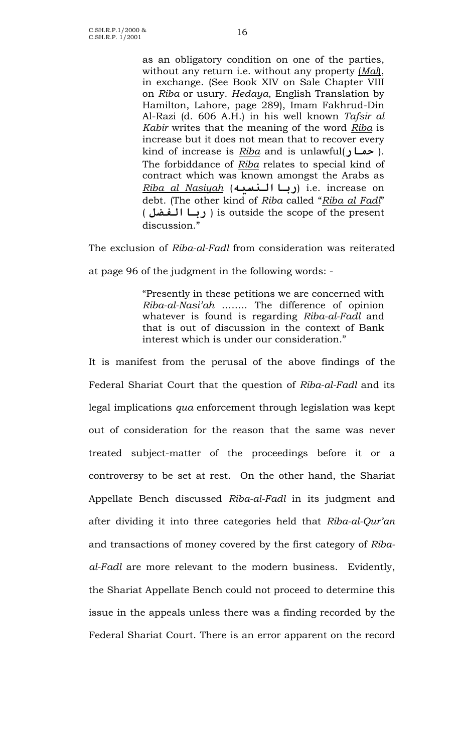> as an obligatory condition on one of the parties, without any return i.e. without any property (*Mal*), in exchange. (See Book XIV on Sale Chapter VIII on *Riba* or usury. *Hedaya*, English Translation by Hamilton, Lahore, page 289), Imam Fakhrud-Din Al-Razi (d. 606 A.H.) in his well known *Tafsir al Kabir* writes that the meaning of the word *Riba* is increase but it does not mean that to recover every kind of increase is *Riba* and is unlawful(**حمار**). The forbiddance of *Riba* relates to special kind of contract which was known amongst the Arabs as *Riba al Nasiyah* (**ربا النسيه**) i.e. increase on debt. (The other kind of *Riba* called "*Riba al Fadl*" (**ربا الفضل**) is outside the scope of the present discussion."

The exclusion of *Riba-al-Fadl* from consideration was reiterated at page 96 of the judgment in the following words: -

> "Presently in these petitions we are concerned with *Riba-al-Nasi'ah* …….. The difference of opinion whatever is found is regarding *Riba-al-Fadl* and that is out of discussion in the context of Bank interest which is under our consideration."

It is manifest from the perusal of the above findings of the Federal Shariat Court that the question of *Riba-al-Fadl* and its legal implications *qua* enforcement through legislation was kept out of consideration for the reason that the same was never treated subject-matter of the proceedings before it or a controversy to be set at rest. On the other hand, the Shariat Appellate Bench discussed *Riba-al-Fadl* in its judgment and after dividing it into three categories held that *Riba-al-Qur'an* and transactions of money covered by the first category of *Riba-al-Fadl* are more relevant to the modern business. Evidently, the Shariat Appellate Bench could not proceed to determine this issue in the appeals unless there was a finding recorded by the Federal Shariat Court. There is an error apparent on the record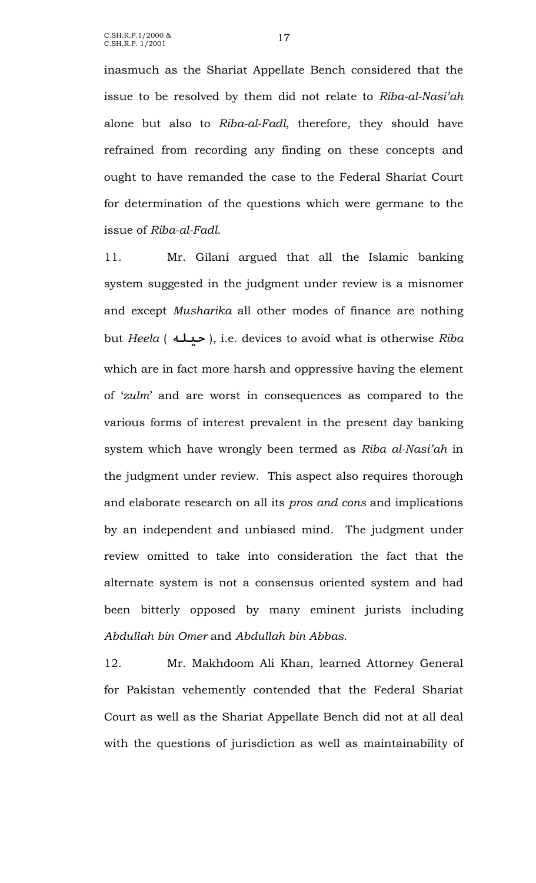inasmuch as the Shariat Appellate Bench considered that the issue to be resolved by them did not relate to *Riba-al-Nasi'ah* alone but also to *Riba-al-Fadl*, therefore, they should have refrained from recording any finding on these concepts and ought to have remanded the case to the Federal Shariat Court for determination of the questions which were germane to the issue of *Riba-al-Fadl*.

11. Mr. Gilani argued that all the Islamic banking system suggested in the judgment under review is a misnomer and except *Musharika* all other modes of finance are nothing but *Heela* ( حیلہ ), i.e. devices to avoid what is otherwise *Riba* which are in fact more harsh and oppressive having the element of '*zulm*' and are worst in consequences as compared to the various forms of interest prevalent in the present day banking system which have wrongly been termed as *Riba al-Nasi'ah* in the judgment under review. This aspect also requires thorough and elaborate research on all its *pros and cons* and implications by an independent and unbiased mind. The judgment under review omitted to take into consideration the fact that the alternate system is not a consensus oriented system and had been bitterly opposed by many eminent jurists including *Abdullah bin Omer* and *Abdullah bin Abbas*.

12. Mr. Makhdoom Ali Khan, learned Attorney General for Pakistan vehemently contended that the Federal Shariat Court as well as the Shariat Appellate Bench did not at all deal with the questions of jurisdiction as well as maintainability of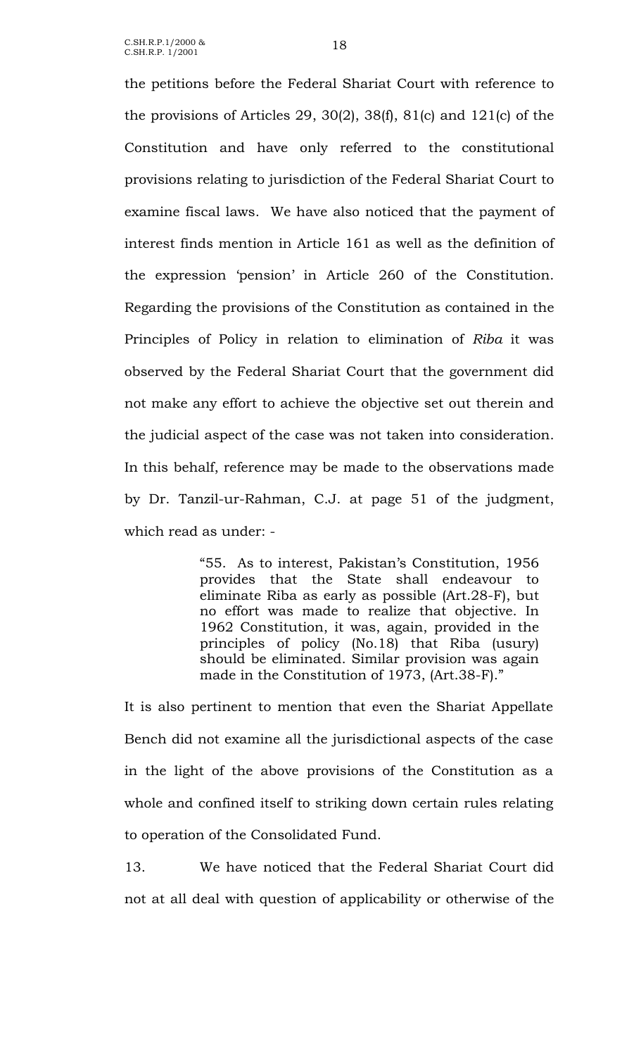the petitions before the Federal Shariat Court with reference to the provisions of Articles 29, 30(2), 38(f), 81(c) and 121(c) of the Constitution and have only referred to the constitutional provisions relating to jurisdiction of the Federal Shariat Court to examine fiscal laws. We have also noticed that the payment of interest finds mention in Article 161 as well as the definition of the expression 'pension' in Article 260 of the Constitution. Regarding the provisions of the Constitution as contained in the Principles of Policy in relation to elimination of *Riba* it was observed by the Federal Shariat Court that the government did not make any effort to achieve the objective set out therein and the judicial aspect of the case was not taken into consideration. In this behalf, reference may be made to the observations made by Dr. Tanzil-ur-Rahman, C.J. at page 51 of the judgment, which read as under: -

> "55. As to interest, Pakistan's Constitution, 1956 provides that the State shall endeavour to eliminate Riba as early as possible (Art.28-F), but no effort was made to realize that objective. In 1962 Constitution, it was, again, provided in the principles of policy (No.18) that Riba (usury) should be eliminated. Similar provision was again made in the Constitution of 1973, (Art.38-F)."

It is also pertinent to mention that even the Shariat Appellate Bench did not examine all the jurisdictional aspects of the case in the light of the above provisions of the Constitution as a whole and confined itself to striking down certain rules relating to operation of the Consolidated Fund.

13. We have noticed that the Federal Shariat Court did not at all deal with question of applicability or otherwise of the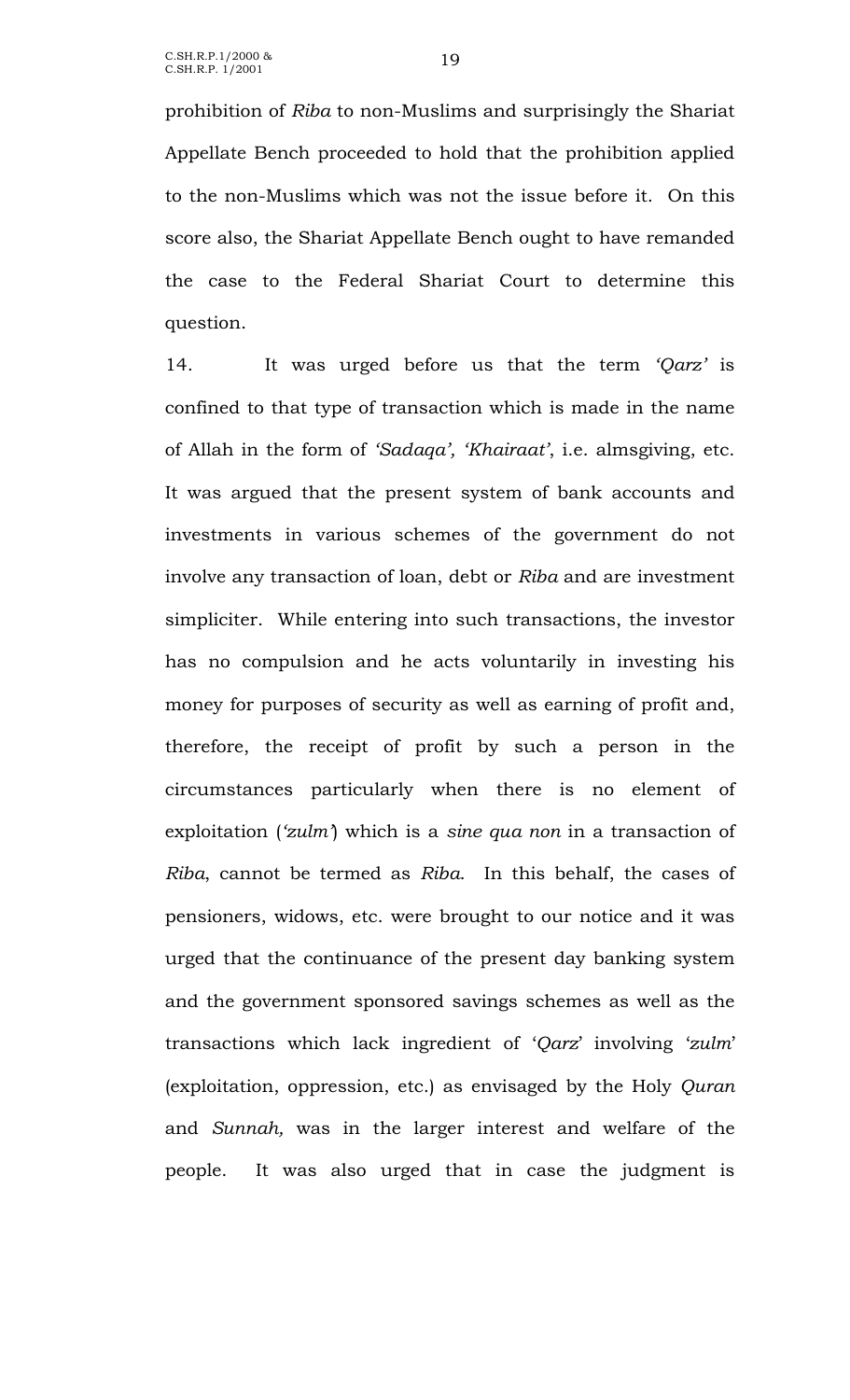prohibition of *Riba* to non-Muslims and surprisingly the Shariat Appellate Bench proceeded to hold that the prohibition applied to the non-Muslims which was not the issue before it. On this score also, the Shariat Appellate Bench ought to have remanded the case to the Federal Shariat Court to determine this question.

14. It was urged before us that the term *'Qarz'* is confined to that type of transaction which is made in the name of Allah in the form of *'Sadaqa', 'Khairaat'*, i.e. almsgiving, etc. It was argued that the present system of bank accounts and investments in various schemes of the government do not involve any transaction of loan, debt or *Riba* and are investment simpliciter. While entering into such transactions, the investor has no compulsion and he acts voluntarily in investing his money for purposes of security as well as earning of profit and, therefore, the receipt of profit by such a person in the circumstances particularly when there is no element of exploitation (*'zulm'*) which is a *sine qua non* in a transaction of *Riba*, cannot be termed as *Riba*. In this behalf, the cases of pensioners, widows, etc. were brought to our notice and it was urged that the continuance of the present day banking system and the government sponsored savings schemes as well as the transactions which lack ingredient of '*Qarz*' involving '*zulm*' (exploitation, oppression, etc.) as envisaged by the Holy *Quran* and *Sunnah,* was in the larger interest and welfare of the people. It was also urged that in case the judgment is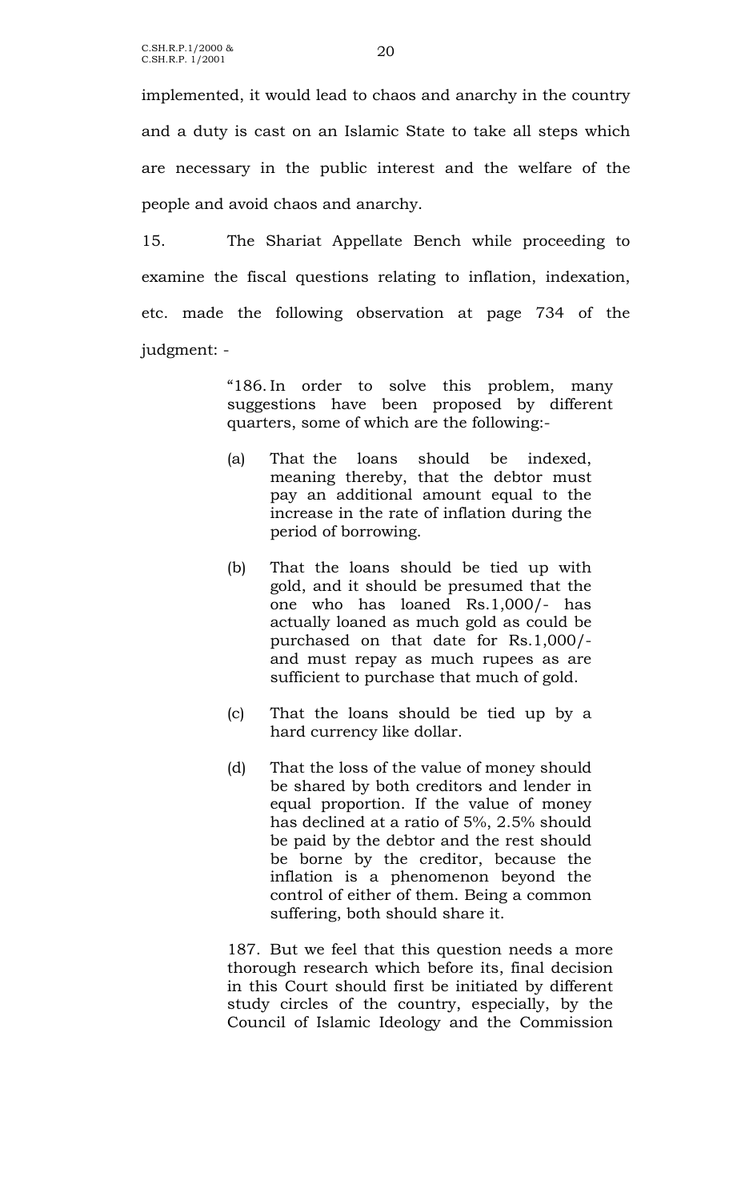implemented, it would lead to chaos and anarchy in the country and a duty is cast on an Islamic State to take all steps which are necessary in the public interest and the welfare of the people and avoid chaos and anarchy.

15. The Shariat Appellate Bench while proceeding to examine the fiscal questions relating to inflation, indexation, etc. made the following observation at page 734 of the judgment: -

> "186. In order to solve this problem, many suggestions have been proposed by different quarters, some of which are the following:-
>
> (a) That the loans should be indexed, meaning thereby, that the debtor must pay an additional amount equal to the increase in the rate of inflation during the period of borrowing.
>
> (b) That the loans should be tied up with gold, and it should be presumed that the one who has loaned Rs.1,000/- has actually loaned as much gold as could be purchased on that date for Rs.1,000/- and must repay as much rupees as are sufficient to purchase that much of gold.
>
> (c) That the loans should be tied up by a hard currency like dollar.
>
> (d) That the loss of the value of money should be shared by both creditors and lender in equal proportion. If the value of money has declined at a ratio of 5%, 2.5% should be paid by the debtor and the rest should be borne by the creditor, because the inflation is a phenomenon beyond the control of either of them. Being a common suffering, both should share it.
>
> 187. But we feel that this question needs a more thorough research which before its, final decision in this Court should first be initiated by different study circles of the country, especially, by the Council of Islamic Ideology and the Commission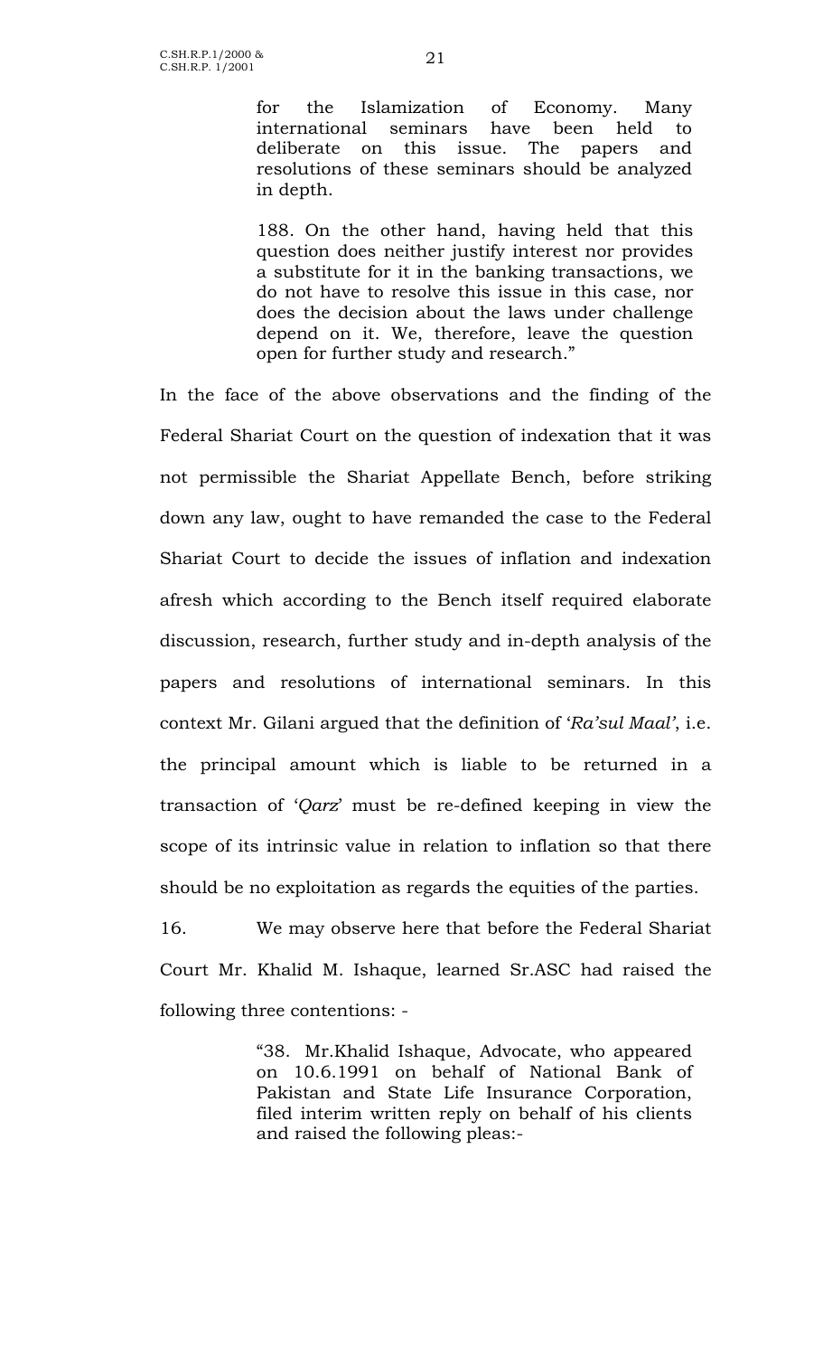> for the Islamization of Economy. Many international seminars have been held to deliberate on this issue. The papers and resolutions of these seminars should be analyzed in depth.
>
> 188. On the other hand, having held that this question does neither justify interest nor provides a substitute for it in the banking transactions, we do not have to resolve this issue in this case, nor does the decision about the laws under challenge depend on it. We, therefore, leave the question open for further study and research."

In the face of the above observations and the finding of the Federal Shariat Court on the question of indexation that it was not permissible the Shariat Appellate Bench, before striking down any law, ought to have remanded the case to the Federal Shariat Court to decide the issues of inflation and indexation afresh which according to the Bench itself required elaborate discussion, research, further study and in-depth analysis of the papers and resolutions of international seminars. In this context Mr. Gilani argued that the definition of '*Ra'sul Maal'*, i.e. the principal amount which is liable to be returned in a transaction of '*Qarz*' must be re-defined keeping in view the scope of its intrinsic value in relation to inflation so that there should be no exploitation as regards the equities of the parties.

16. We may observe here that before the Federal Shariat Court Mr. Khalid M. Ishaque, learned Sr.ASC had raised the following three contentions: -

> "38. Mr.Khalid Ishaque, Advocate, who appeared on 10.6.1991 on behalf of National Bank of Pakistan and State Life Insurance Corporation, filed interim written reply on behalf of his clients and raised the following pleas:-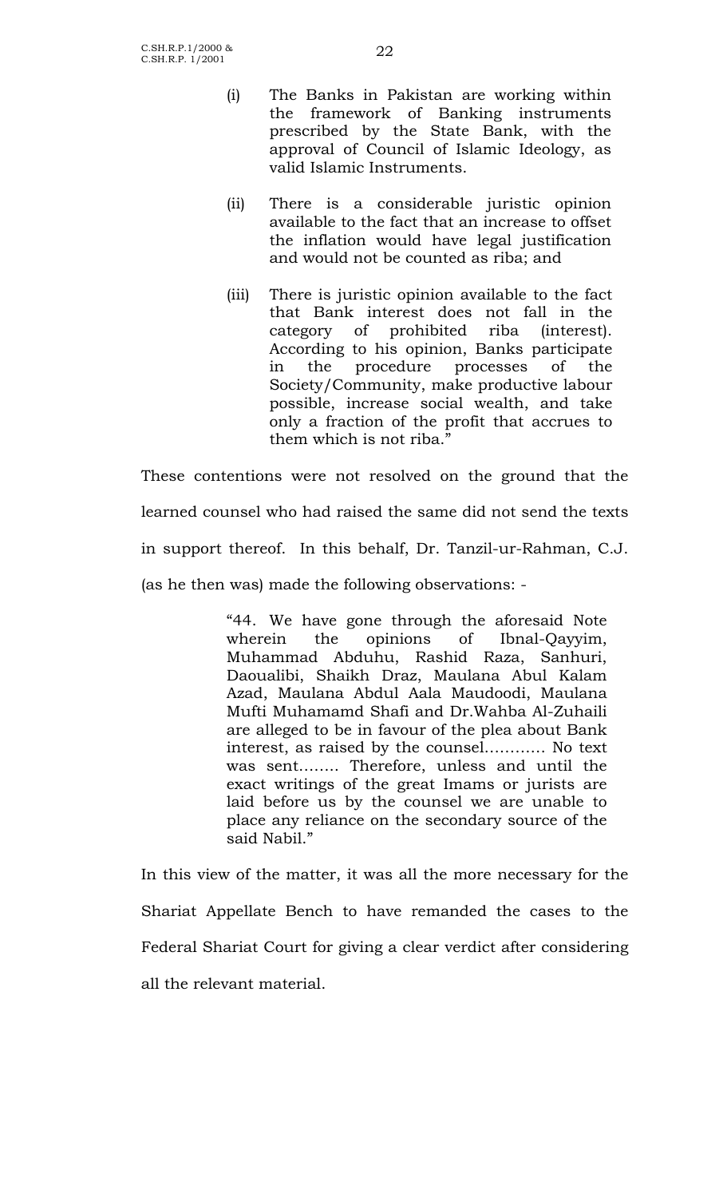(i) The Banks in Pakistan are working within the framework of Banking instruments prescribed by the State Bank, with the approval of Council of Islamic Ideology, as valid Islamic Instruments.

(ii) There is a considerable juristic opinion available to the fact that an increase to offset the inflation would have legal justification and would not be counted as riba; and

(iii) There is juristic opinion available to the fact that Bank interest does not fall in the category of prohibited riba (interest). According to his opinion, Banks participate in the procedure processes of the Society/Community, make productive labour possible, increase social wealth, and take only a fraction of the profit that accrues to them which is not riba."

These contentions were not resolved on the ground that the learned counsel who had raised the same did not send the texts in support thereof. In this behalf, Dr. Tanzil-ur-Rahman, C.J. (as he then was) made the following observations: -

> "44. We have gone through the aforesaid Note wherein the opinions of Ibnal-Qayyim, Muhammad Abduhu, Rashid Raza, Sanhuri, Daoualibi, Shaikh Draz, Maulana Abul Kalam Azad, Maulana Abdul Aala Maudoodi, Maulana Mufti Muhamamd Shafi and Dr.Wahba Al-Zuhaili are alleged to be in favour of the plea about Bank interest, as raised by the counsel………… No text was sent…….. Therefore, unless and until the exact writings of the great Imams or jurists are laid before us by the counsel we are unable to place any reliance on the secondary source of the said Nabil."

In this view of the matter, it was all the more necessary for the Shariat Appellate Bench to have remanded the cases to the Federal Shariat Court for giving a clear verdict after considering all the relevant material.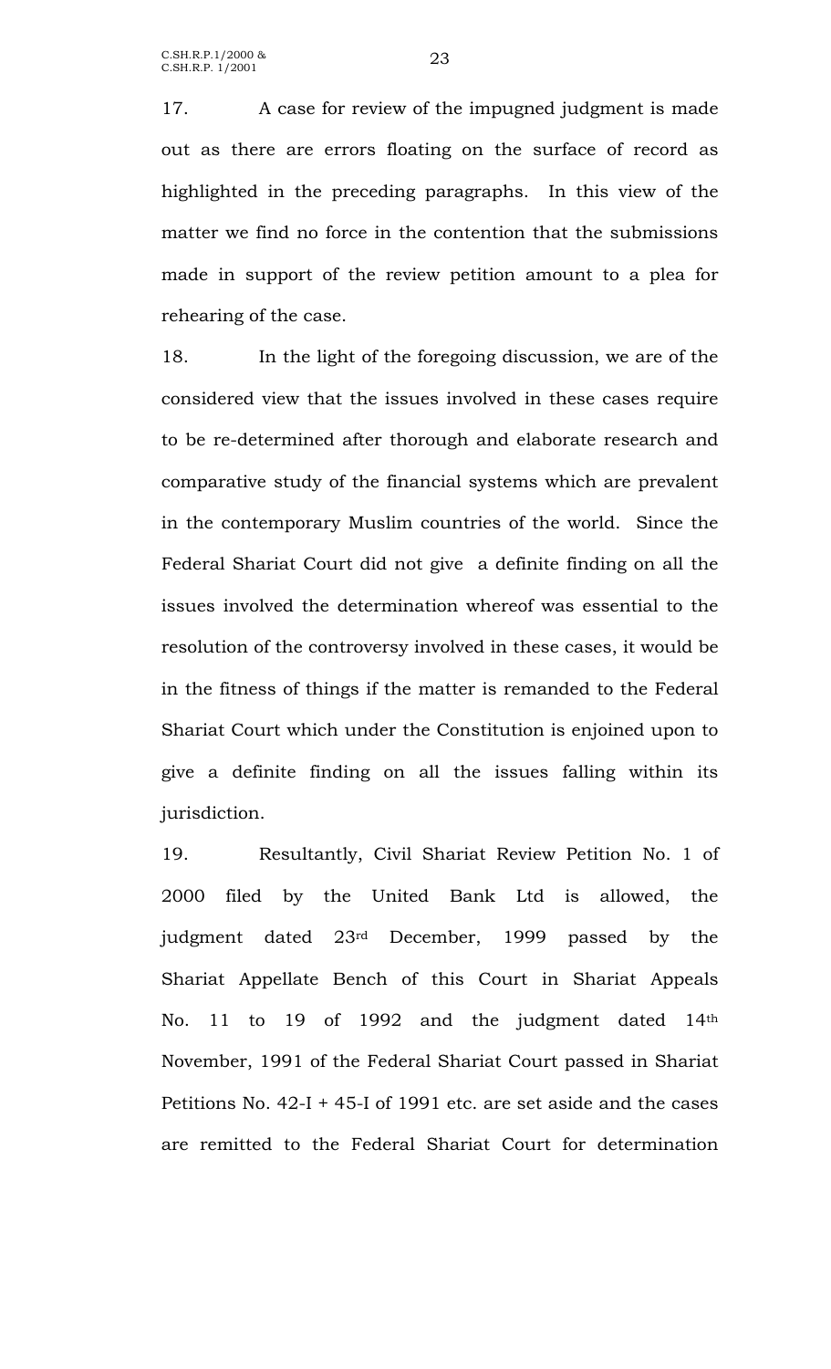17. A case for review of the impugned judgment is made out as there are errors floating on the surface of record as highlighted in the preceding paragraphs. In this view of the matter we find no force in the contention that the submissions made in support of the review petition amount to a plea for rehearing of the case.

18. In the light of the foregoing discussion, we are of the considered view that the issues involved in these cases require to be re-determined after thorough and elaborate research and comparative study of the financial systems which are prevalent in the contemporary Muslim countries of the world. Since the Federal Shariat Court did not give a definite finding on all the issues involved the determination whereof was essential to the resolution of the controversy involved in these cases, it would be in the fitness of things if the matter is remanded to the Federal Shariat Court which under the Constitution is enjoined upon to give a definite finding on all the issues falling within its jurisdiction.

19. Resultantly, Civil Shariat Review Petition No. 1 of 2000 filed by the United Bank Ltd is allowed, the judgment dated 23rd December, 1999 passed by the Shariat Appellate Bench of this Court in Shariat Appeals No. 11 to 19 of 1992 and the judgment dated 14th November, 1991 of the Federal Shariat Court passed in Shariat Petitions No. 42-I + 45-I of 1991 etc. are set aside and the cases are remitted to the Federal Shariat Court for determination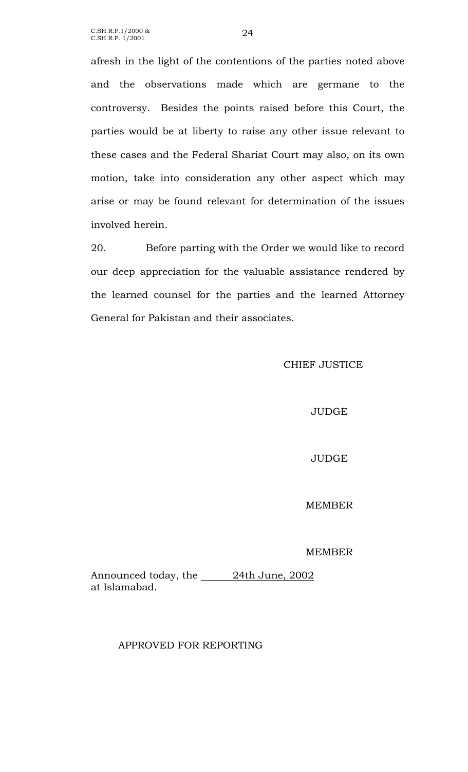afresh in the light of the contentions of the parties noted above and the observations made which are germane to the controversy. Besides the points raised before this Court, the parties would be at liberty to raise any other issue relevant to these cases and the Federal Shariat Court may also, on its own motion, take into consideration any other aspect which may arise or may be found relevant for determination of the issues involved herein.

20. Before parting with the Order we would like to record our deep appreciation for the valuable assistance rendered by the learned counsel for the parties and the learned Attorney General for Pakistan and their associates.

CHIEF JUSTICE

JUDGE

JUDGE

MEMBER

MEMBER

Announced today, the 24th June, 2002
at Islamabad.

APPROVED FOR REPORTING